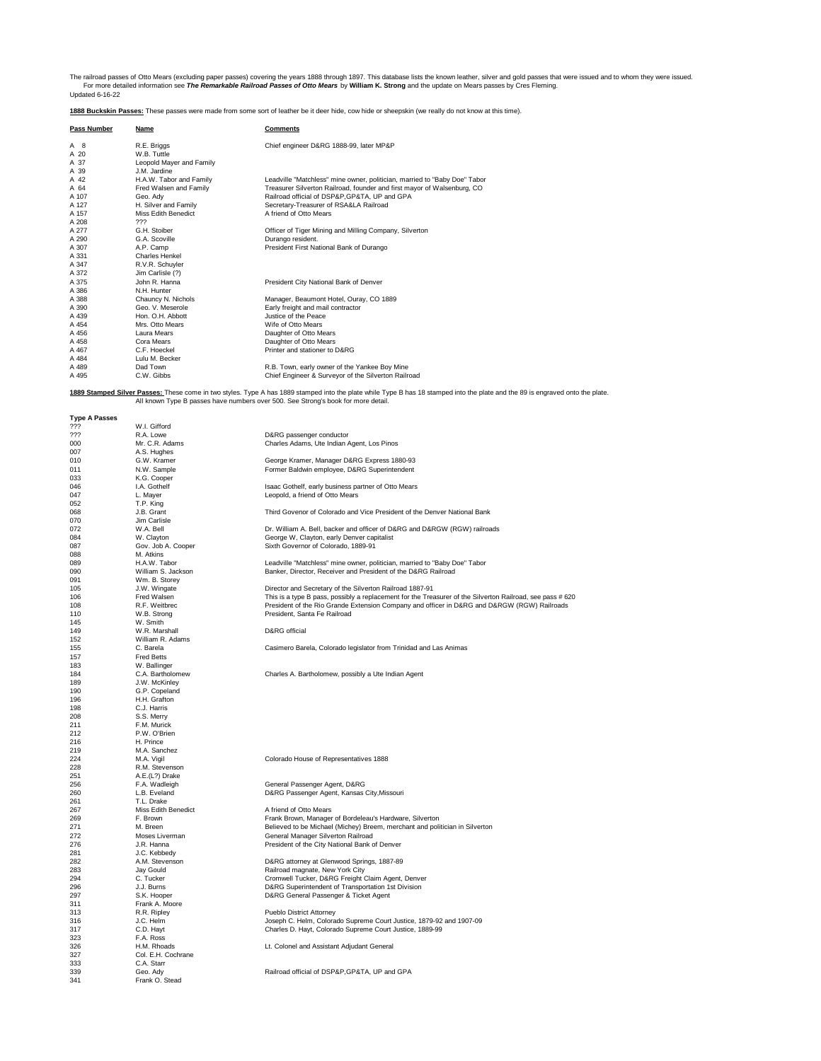The railroad passes of Otto Mears (excluding paper passes) covering the years 1888 through 1897. This database lists the known leather, silver and gold passes that were issued and to whom they were issued.
For more detailed information see ***The Remarkable Railroad Passes of Otto Mears*** by **William K. Strong** and the update on Mears passes by Cres Fleming.
Updated 6-16-22

**1888 Buckskin Passes:** These passes were made from some sort of leather be it deer hide, cow hide or sheepskin (we really do not know at this time).

| Pass Number | Name | Comments |
|---|---|---|
| A 8 | R.E. Briggs | Chief engineer D&RG 1888-99, later MP&P |
| A 20 | W.B. Tuttle | |
| A 37 | Leopold Mayer and Family | |
| A 39 | J.M. Jardine | |
| A 42 | H.A.W. Tabor and Family | Leadville "Matchless" mine owner, politician, married to "Baby Doe" Tabor |
| A 64 | Fred Walsen and Family | Treasurer Silverton Railroad, founder and first mayor of Walsenburg, CO |
| A 107 | Geo. Ady | Railroad official of DSP&P,GP&TA, UP and GPA |
| A 127 | H. Silver and Family | Secretary-Treasurer of RSA&LA Railroad |
| A 157 | Miss Edith Benedict | A friend of Otto Mears |
| A 208 | ??? | |
| A 277 | G.H. Stoiber | Officer of Tiger Mining and Milling Company, Silverton |
| A 290 | G.A. Scoville | Durango resident. |
| A 307 | A.P. Camp | President First National Bank of Durango |
| A 331 | Charles Henkel | |
| A 347 | R.V.R. Schuyler | |
| A 372 | Jim Carlisle (?) | |
| A 375 | John R. Hanna | President City National Bank of Denver |
| A 386 | N.H. Hunter | |
| A 388 | Chauncy N. Nichols | Manager, Beaumont Hotel, Ouray, CO 1889 |
| A 390 | Geo. V. Meserole | Early freight and mail contractor |
| A 439 | Hon. O.H. Abbott | Justice of the Peace |
| A 454 | Mrs. Otto Mears | Wife of Otto Mears |
| A 456 | Laura Mears | Daughter of Otto Mears |
| A 458 | Cora Mears | Daughter of Otto Mears |
| A 467 | C.F. Hoeckel | Printer and stationer to D&RG |
| A 484 | Lulu M. Becker | |
| A 489 | Dad Town | R.B. Town, early owner of the Yankee Boy Mine |
| A 495 | C.W. Gibbs | Chief Engineer & Surveyor of the Silverton Railroad |

**1889 Stamped Silver Passes:** These come in two styles. Type A has 1889 stamped into the plate while Type B has 18 stamped into the plate and the 89 is engraved onto the plate.
All known Type B passes have numbers over 500. See Strong's book for more detail.

**Type A Passes**

| Pass Number | Name | Comments |
|---|---|---|
| ??? | W.I. Gifford | |
| ??? | R.A. Lowe | D&RG passenger conductor |
| 000 | Mr. C.R. Adams | Charles Adams, Ute Indian Agent, Los Pinos |
| 007 | A.S. Hughes | |
| 010 | G.W. Kramer | George Kramer, Manager D&RG Express 1880-93 |
| 011 | N.W. Sample | Former Baldwin employee, D&RG Superintendent |
| 033 | K.G. Cooper | |
| 046 | I.A. Gothelf | Isaac Gothelf, early business partner of Otto Mears |
| 047 | L. Mayer | Leopold, a friend of Otto Mears |
| 052 | T.P. King | |
| 068 | J.B. Grant | Third Govenor of Colorado and Vice President of the Denver National Bank |
| 070 | Jim Carlisle | |
| 072 | W.A. Bell | Dr. William A. Bell, backer and officer of D&RG and D&RGW (RGW) railroads |
| 084 | W. Clayton | George W, Clayton, early Denver capitalist |
| 087 | Gov. Job A. Cooper | Sixth Governor of Colorado, 1889-91 |
| 088 | M. Atkins | |
| 089 | H.A.W. Tabor | Leadville "Matchless" mine owner, politician, married to "Baby Doe" Tabor |
| 090 | William S. Jackson | Banker, Director, Receiver and President of the D&RG Railroad |
| 091 | Wm. B. Storey | |
| 105 | J.W. Wingate | Director and Secretary of the Silverton Railroad 1887-91 |
| 106 | Fred Walsen | This is a type B pass, possibly a replacement for the Treasurer of the Silverton Railroad, see pass # 620 |
| 108 | R.F. Weitbrec | President of the Rio Grande Extension Company and officer in D&RG and D&RGW (RGW) Railroads |
| 110 | W.B. Strong | President, Santa Fe Railroad |
| 145 | W. Smith | |
| 149 | W.R. Marshall | D&RG official |
| 152 | William R. Adams | |
| 155 | C. Barela | Casimero Barela, Colorado legislator from Trinidad and Las Animas |
| 157 | Fred Betts | |
| 183 | W. Ballinger | |
| 184 | C.A. Bartholomew | Charles A. Bartholomew, possibly a Ute Indian Agent |
| 189 | J.W. McKinley | |
| 190 | G.P. Copeland | |
| 196 | H.H. Grafton | |
| 198 | C.J. Harris | |
| 208 | S.S. Merry | |
| 211 | F.M. Murick | |
| 212 | P.W. O'Brien | |
| 216 | H. Prince | |
| 219 | M.A. Sanchez | |
| 224 | M.A. Vigil | Colorado House of Representatives 1888 |
| 228 | R.M. Stevenson | |
| 251 | A.E.(L?) Drake | |
| 256 | F.A. Wadleigh | General Passenger Agent, D&RG |
| 260 | L.B. Eveland | D&RG Passenger Agent, Kansas City,Missouri |
| 261 | T.L. Drake | |
| 267 | Miss Edith Benedict | A friend of Otto Mears |
| 269 | F. Brown | Frank Brown, Manager of Bordeleau's Hardware, Silverton |
| 271 | M. Breen | Believed to be Michael (Michey) Breem, merchant and politician in Silverton |
| 272 | Moses Liverman | General Manager Silverton Railroad |
| 276 | J.R. Hanna | President of the City National Bank of Denver |
| 281 | J.C. Kebbedy | |
| 282 | A.M. Stevenson | D&RG attorney at Glenwood Springs, 1887-89 |
| 283 | Jay Gould | Railroad magnate, New York City |
| 294 | C. Tucker | Cromwell Tucker, D&RG Freight Claim Agent, Denver |
| 296 | J.J. Burns | D&RG Superintendent of Transportation 1st Division |
| 297 | S.K. Hooper | D&RG General Passenger & Ticket Agent |
| 311 | Frank A. Moore | |
| 313 | R.R. Ripley | Pueblo District Attorney |
| 316 | J.C. Helm | Joseph C. Helm, Colorado Supreme Court Justice, 1879-92 and 1907-09 |
| 317 | C.D. Hayt | Charles D. Hayt, Colorado Supreme Court Justice, 1889-99 |
| 323 | F.A. Ross | |
| 326 | H.M. Rhoads | Lt. Colonel and Assistant Adjudant General |
| 327 | Col. E.H. Cochrane | |
| 333 | C.A. Starr | |
| 339 | Geo. Ady | Railroad official of DSP&P,GP&TA, UP and GPA |
| 341 | Frank O. Stead | |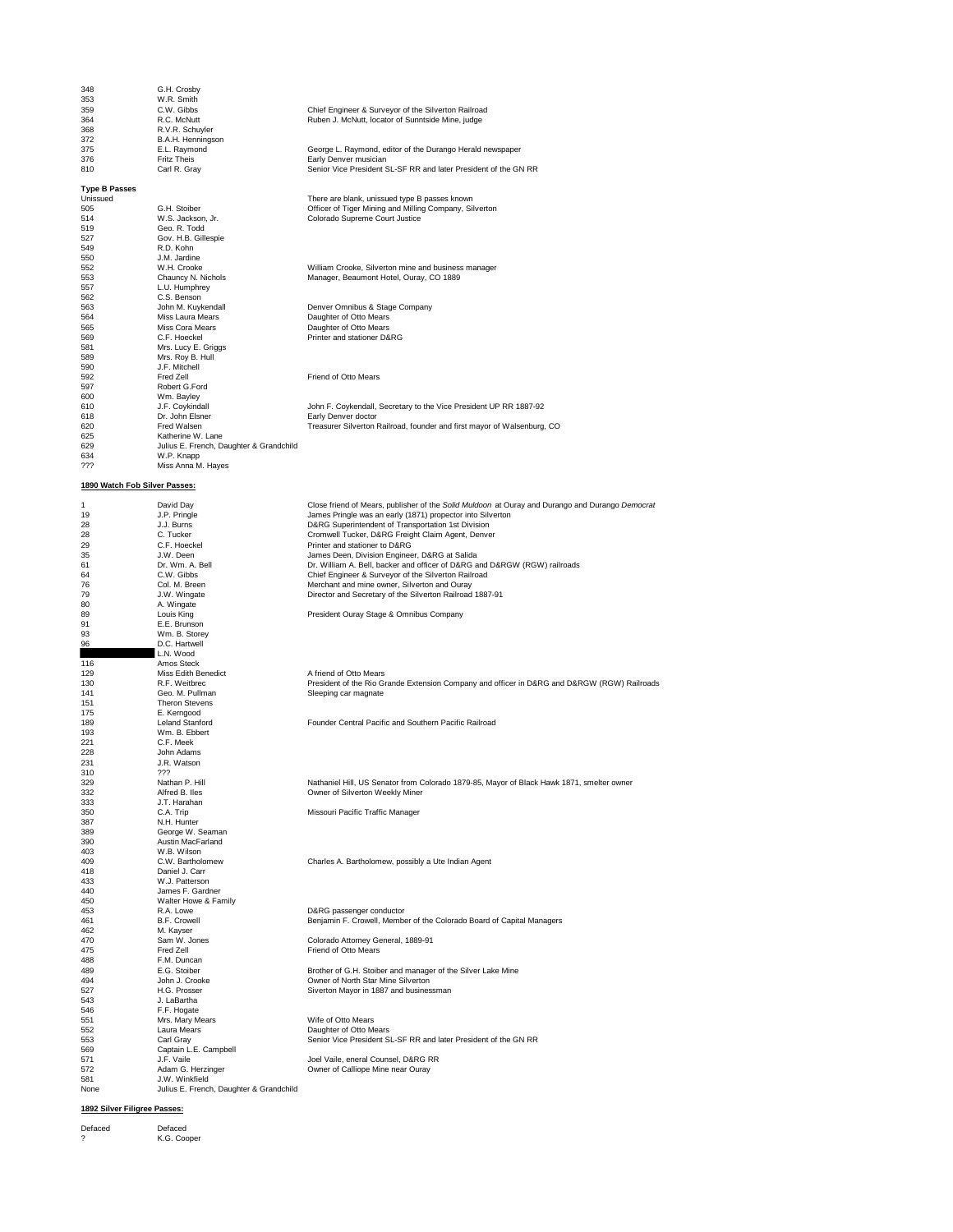| | | |
|---|---|---|
| 348 | G.H. Crosby | |
| 353 | W.R. Smith | |
| 359 | C.W. Gibbs | Chief Engineer & Surveyor of the Silverton Railroad |
| 364 | R.C. McNutt | Ruben J. McNutt, locator of Sunntside Mine, judge |
| 368 | R.V.R. Schuyler | |
| 372 | B.A.H. Henningson | |
| 375 | E.L. Raymond | George L. Raymond, editor of the Durango Herald newspaper |
| 376 | Fritz Theis | Early Denver musician |
| 810 | Carl R. Gray | Senior Vice President SL-SF RR and later President of the GN RR |

**Type B Passes**

| | | |
|---|---|---|
| Unissued | | There are blank, unissued type B passes known |
| 505 | G.H. Stoiber | Officer of Tiger Mining and Milling Company, Silverton |
| 514 | W.S. Jackson, Jr. | Colorado Supreme Court Justice |
| 519 | Geo. R. Todd | |
| 527 | Gov. H.B. Gillespie | |
| 549 | R.D. Kohn | |
| 550 | J.M. Jardine | |
| 552 | W.H. Crooke | William Crooke, Silverton mine and business manager |
| 553 | Chauncy N. Nichols | Manager, Beaumont Hotel, Ouray, CO 1889 |
| 557 | L.U. Humphrey | |
| 562 | C.S. Benson | |
| 563 | John M. Kuykendall | Denver Omnibus & Stage Company |
| 564 | Miss Laura Mears | Daughter of Otto Mears |
| 565 | Miss Cora Mears | Daughter of Otto Mears |
| 569 | C.F. Hoeckel | Printer and stationer D&RG |
| 581 | Mrs. Lucy E. Griggs | |
| 589 | Mrs. Roy B. Hull | |
| 590 | J.F. Mitchell | |
| 592 | Fred Zell | Friend of Otto Mears |
| 597 | Robert G.Ford | |
| 600 | Wm. Bayley | |
| 610 | J.F. Coykindall | John F. Coykendall, Secretary to the Vice President UP RR 1887-92 |
| 618 | Dr. John Elsner | Early Denver doctor |
| 620 | Fred Walsen | Treasurer Silverton Railroad, founder and first mayor of Walsenburg, CO |
| 625 | Katherine W. Lane | |
| 629 | Julius E. French, Daughter & Grandchild | |
| 634 | W.P. Knapp | |
| ??? | Miss Anna M. Hayes | |

**1890 Watch Fob Silver Passes:**

| | | |
|---|---|---|
| 1 | David Day | Close friend of Mears, publisher of the *Solid Muldoon* at Ouray and Durango and Durango *Democrat* |
| 19 | J.P. Pringle | James Pringle was an early (1871) propector into Silverton |
| 28 | J.J. Burns | D&RG Superintendent of Transportation 1st Division |
| 28 | C. Tucker | Cromwell Tucker, D&RG Freight Claim Agent, Denver |
| 29 | C.F. Hoeckel | Printer and stationer to D&RG |
| 35 | J.W. Deen | James Deen, Division Engineer, D&RG at Salida |
| 61 | Dr. Wm. A. Bell | Dr. William A. Bell, backer and officer of D&RG and D&RGW (RGW) railroads |
| 64 | C.W. Gibbs | Chief Engineer & Surveyor of the Silverton Railroad |
| 76 | Col. M. Breen | Merchant and mine owner, Silverton and Ouray |
| 79 | J.W. Wingate | Director and Secretary of the Silverton Railroad 1887-91 |
| 80 | A. Wingate | |
| 89 | Louis King | President Ouray Stage & Omnibus Company |
| 91 | E.E. Brunson | |
| 93 | Wm. B. Storey | |
| 96 | D.C. Hartwell | |
| | L.N. Wood | |
| 116 | Amos Steck | |
| 129 | Miss Edith Benedict | A friend of Otto Mears |
| 130 | R.F. Weitbrec | President of the Rio Grande Extension Company and officer in D&RG and D&RGW (RGW) Railroads |
| 141 | Geo. M. Pullman | Sleeping car magnate |
| 151 | Theron Stevens | |
| 175 | E. Kerngood | |
| 189 | Leland Stanford | Founder Central Pacific and Southern Pacific Railroad |
| 193 | Wm. B. Ebbert | |
| 221 | C.F. Meek | |
| 228 | John Adams | |
| 231 | J.R. Watson | |
| 310 | ??? | |
| 329 | Nathan P. Hill | Nathaniel Hill, US Senator from Colorado 1879-85, Mayor of Black Hawk 1871, smelter owner |
| 332 | Alfred B. Iles | Owner of Silverton Weekly Miner |
| 333 | J.T. Harahan | |
| 350 | C.A. Trip | Missouri Pacific Traffic Manager |
| 387 | N.H. Hunter | |
| 389 | George W. Seaman | |
| 390 | Austin MacFarland | |
| 403 | W.B. Wilson | |
| 409 | C.W. Bartholomew | Charles A. Bartholomew, possibly a Ute Indian Agent |
| 418 | Daniel J. Carr | |
| 433 | W.J. Patterson | |
| 440 | James F. Gardner | |
| 450 | Walter Howe & Family | |
| 453 | R.A. Lowe | D&RG passenger conductor |
| 461 | B.F. Crowell | Benjamin F. Crowell, Member of the Colorado Board of Capital Managers |
| 462 | M. Kayser | |
| 470 | Sam W. Jones | Colorado Attorney General, 1889-91 |
| 475 | Fred Zell | Friend of Otto Mears |
| 488 | F.M. Duncan | |
| 489 | E.G. Stoiber | Brother of G.H. Stoiber and manager of the Silver Lake Mine |
| 494 | John J. Crooke | Owner of North Star Mine Silverton |
| 527 | H.G. Prosser | Siverton Mayor in 1887 and businessman |
| 543 | J. LaBartha | |
| 546 | F.F. Hogate | |
| 551 | Mrs. Mary Mears | Wife of Otto Mears |
| 552 | Laura Mears | Daughter of Otto Mears |
| 553 | Carl Gray | Senior Vice President SL-SF RR and later President of the GN RR |
| 569 | Captain L.E. Campbell | |
| 571 | J.F. Vaile | Joel Vaile, eneral Counsel, D&RG RR |
| 572 | Adam G. Herzinger | Owner of Calliope Mine near Ouray |
| 581 | J.W. Winkfield | |
| None | Julius E. French, Daughter & Grandchild | |

**1892 Silver Filigree Passes:**

| | |
|---|---|
| Defaced | Defaced |
| ? | K.G. Cooper |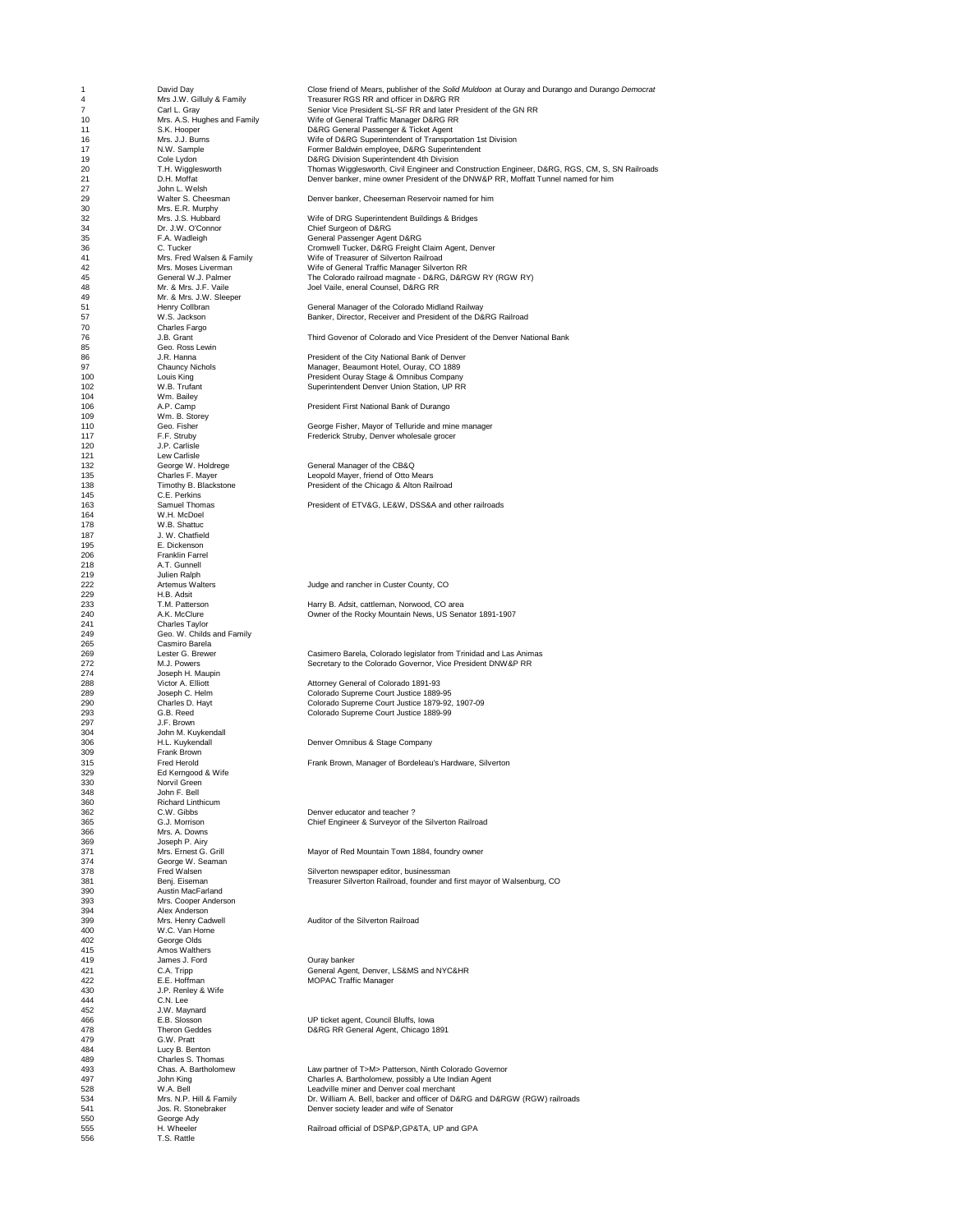| | | |
|---|---|---|
| 1 | David Day | Close friend of Mears, publisher of the *Solid Muldoon* at Ouray and Durango and Durango *Democrat* |
| 4 | Mrs J.W. Gilluly & Family | Treasurer RGS RR and officer in D&RG RR |
| 7 | Carl L. Gray | Senior Vice President SL-SF RR and later President of the GN RR |
| 10 | Mrs. A.S. Hughes and Family | Wife of General Traffic Manager D&RG RR |
| 11 | S.K. Hooper | D&RG General Passenger & Ticket Agent |
| 16 | Mrs. J.J. Burns | Wife of D&RG Superintendent of Transportation 1st Division |
| 17 | N.W. Sample | Former Baldwin employee, D&RG Superintendent |
| 19 | Cole Lydon | D&RG Division Superintendent 4th Division |
| 20 | T.H. Wigglesworth | Thomas Wigglesworth, Civil Engineer and Construction Engineer, D&RG, RGS, CM, S, SN Railroads |
| 21 | D.H. Moffat | Denver banker, mine owner President of the DNW&P RR, Moffatt Tunnel named for him |
| 27 | John L. Welsh | |
| 29 | Walter S. Cheesman | Denver banker, Cheeseman Reservoir named for him |
| 30 | Mrs. E.R. Murphy | |
| 32 | Mrs. J.S. Hubbard | Wife of DRG Superintendent Buildings & Bridges |
| 34 | Dr. J.W. O'Connor | Chief Surgeon of D&RG |
| 35 | F.A. Wadleigh | General Passenger Agent D&RG |
| 36 | C. Tucker | Cromwell Tucker, D&RG Freight Claim Agent, Denver |
| 41 | Mrs. Fred Walsen & Family | Wife of Treasurer of Silverton Railroad |
| 42 | Mrs. Moses Liverman | Wife of General Traffic Manager Silverton RR |
| 45 | General W.J. Palmer | The Colorado railroad magnate - D&RG, D&RGW RY (RGW RY) |
| 48 | Mr. & Mrs. J.F. Vaile | Joel Vaile, eneral Counsel, D&RG RR |
| 49 | Mr. & Mrs. J.W. Sleeper | |
| 51 | Henry Collbran | General Manager of the Colorado Midland Railway |
| 57 | W.S. Jackson | Banker, Director, Receiver and President of the D&RG Railroad |
| 70 | Charles Fargo | |
| 76 | J.B. Grant | Third Govenor of Colorado and Vice President of the Denver National Bank |
| 85 | Geo. Ross Lewin | |
| 86 | J.R. Hanna | President of the City National Bank of Denver |
| 97 | Chauncy Nichols | Manager, Beaumont Hotel, Ouray, CO 1889 |
| 100 | Louis King | President Ouray Stage & Omnibus Company |
| 102 | W.B. Trufant | Superintendent Denver Union Station, UP RR |
| 104 | Wm. Bailey | |
| 106 | A.P. Camp | President First National Bank of Durango |
| 109 | Wm. B. Storey | |
| 110 | Geo. Fisher | George Fisher, Mayor of Telluride and mine manager |
| 117 | F.F. Struby | Frederick Struby, Denver wholesale grocer |
| 120 | J.P. Carlisle | |
| 121 | Lew Carlisle | |
| 132 | George W. Holdrege | General Manager of the CB&Q |
| 135 | Charles F. Mayer | Leopold Mayer, friend of Otto Mears |
| 138 | Timothy B. Blackstone | President of the Chicago & Alton Railroad |
| 145 | C.E. Perkins | |
| 163 | Samuel Thomas | President of ETV&G, LE&W, DSS&A and other railroads |
| 164 | W.H. McDoel | |
| 178 | W.B. Shattuc | |
| 187 | J. W. Chatfield | |
| 195 | E. Dickenson | |
| 206 | Franklin Farrel | |
| 218 | A.T. Gunnell | |
| 219 | Julien Ralph | |
| 222 | Artemus Walters | Judge and rancher in Custer County, CO |
| 229 | H.B. Adsit | |
| 233 | T.M. Patterson | Harry B. Adsit, cattleman, Norwood, CO area |
| 240 | A.K. McClure | Owner of the Rocky Mountain News, US Senator 1891-1907 |
| 241 | Charles Taylor | |
| 249 | Geo. W. Childs and Family | |
| 265 | Casmiro Barela | |
| 269 | Lester G. Brewer | Casimero Barela, Colorado legislator from Trinidad and Las Animas |
| 272 | M.J. Powers | Secretary to the Colorado Governor, Vice President DNW&P RR |
| 274 | Joseph H. Maupin | |
| 288 | Victor A. Elliott | Attorney General of Colorado 1891-93 |
| 289 | Joseph C. Helm | Colorado Supreme Court Justice 1889-95 |
| 290 | Charles D. Hayt | Colorado Supreme Court Justice 1879-92, 1907-09 |
| 293 | G.B. Reed | Colorado Supreme Court Justice 1889-99 |
| 297 | J.F. Brown | |
| 304 | John M. Kuykendall | |
| 306 | H.L. Kuykendall | Denver Omnibus & Stage Company |
| 309 | Frank Brown | |
| 315 | Fred Herold | Frank Brown, Manager of Bordeleau's Hardware, Silverton |
| 329 | Ed Kerngood & Wife | |
| 330 | Norvil Green | |
| 348 | John F. Bell | |
| 360 | Richard Linthicum | |
| 362 | C.W. Gibbs | Denver educator and teacher ? |
| 365 | G.J. Morrison | Chief Engineer & Surveyor of the Silverton Railroad |
| 366 | Mrs. A. Downs | |
| 369 | Joseph P. Airy | |
| 371 | Mrs. Ernest G. Grill | Mayor of Red Mountain Town 1884, foundry owner |
| 374 | George W. Seaman | |
| 378 | Fred Walsen | Silverton newspaper editor, businessman |
| 381 | Benj. Eiseman | Treasurer Silverton Railroad, founder and first mayor of Walsenburg, CO |
| 390 | Austin MacFarland | |
| 393 | Mrs. Cooper Anderson | |
| 394 | Alex Anderson | |
| 399 | Mrs. Henry Cadwell | Auditor of the Silverton Railroad |
| 400 | W.C. Van Horne | |
| 402 | George Olds | |
| 415 | Amos Walthers | |
| 419 | James J. Ford | Ouray banker |
| 421 | C.A. Tripp | General Agent, Denver, LS&MS and NYC&HR |
| 422 | E.E. Hoffman | MOPAC Traffic Manager |
| 430 | J.P. Renley & Wife | |
| 444 | C.N. Lee | |
| 452 | J.W. Maynard | |
| 466 | E.B. Slosson | UP ticket agent, Council Bluffs, Iowa |
| 478 | Theron Geddes | D&RG RR General Agent, Chicago 1891 |
| 479 | G.W. Pratt | |
| 484 | Lucy B. Benton | |
| 489 | Charles S. Thomas | |
| 493 | Chas. A. Bartholomew | Law partner of T>M> Patterson, Ninth Colorado Governor |
| 497 | John King | Charles A. Bartholomew, possibly a Ute Indian Agent |
| 528 | W.A. Bell | Leadville miner and Denver coal merchant |
| 534 | Mrs. N.P. Hill & Family | Dr. William A. Bell, backer and officer of D&RG and D&RGW (RGW) railroads |
| 541 | Jos. R. Stonebraker | Denver society leader and wife of Senator |
| 550 | George Ady | |
| 555 | H. Wheeler | Railroad official of DSP&P,GP&TA, UP and GPA |
| 556 | T.S. Rattle | |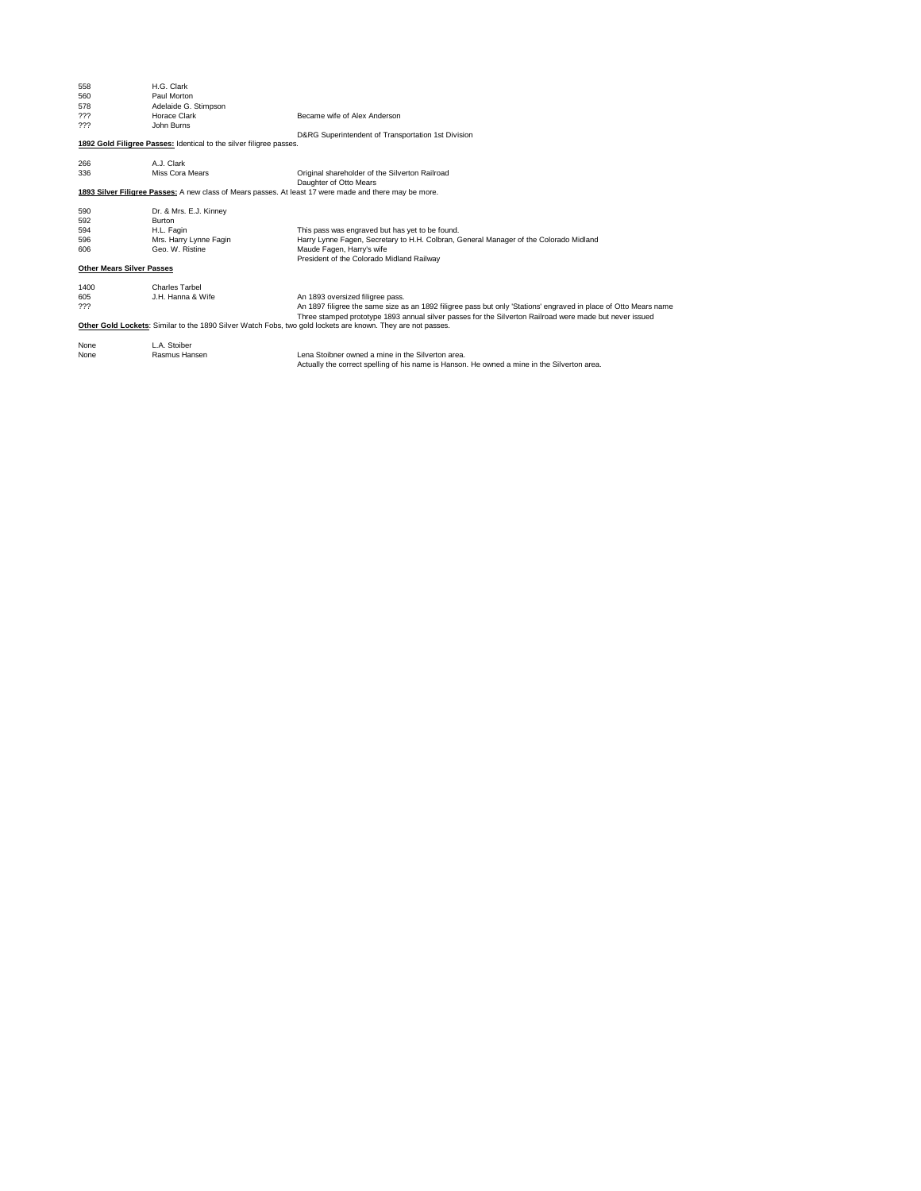| | | |
|---|---|---|
| 558 | H.G. Clark | |
| 560 | Paul Morton | |
| 578 | Adelaide G. Stimpson | |
| ??? | Horace Clark | Became wife of Alex Anderson |
| ??? | John Burns | |
| | | D&RG Superintendent of Transportation 1st Division |

**1892 Gold Filigree Passes:** Identical to the silver filigree passes.

| | | |
|---|---|---|
| 266 | A.J. Clark | |
| 336 | Miss Cora Mears | Original shareholder of the Silverton Railroad |
| | | Daughter of Otto Mears |

**1893 Silver Filigree Passes:** A new class of Mears passes. At least 17 were made and there may be more.

| | | |
|---|---|---|
| 590 | Dr. & Mrs. E.J. Kinney | |
| 592 | Burton | |
| 594 | H.L. Fagin | This pass was engraved but has yet to be found. |
| 596 | Mrs. Harry Lynne Fagin | Harry Lynne Fagen, Secretary to H.H. Colbran, General Manager of the Colorado Midland |
| 606 | Geo. W. Ristine | Maude Fagen, Harry's wife |
| | | President of the Colorado Midland Railway |

**Other Mears Silver Passes**

| | | |
|---|---|---|
| 1400 | Charles Tarbel | |
| 605 | J.H. Hanna & Wife | An 1893 oversized filigree pass. |
| ??? | | An 1897 filigree the same size as an 1892 filigree pass but only 'Stations' engraved in place of Otto Mears name |
| | | Three stamped prototype 1893 annual silver passes for the Silverton Railroad were made but never issued |

**Other Gold Lockets**: Similar to the 1890 Silver Watch Fobs, two gold lockets are known. They are not passes.

| | | |
|---|---|---|
| None | L.A. Stoiber | |
| None | Rasmus Hansen | Lena Stoibner owned a mine in the Silverton area. |
| | | Actually the correct spelling of his name is Hanson. He owned a mine in the Silverton area. |